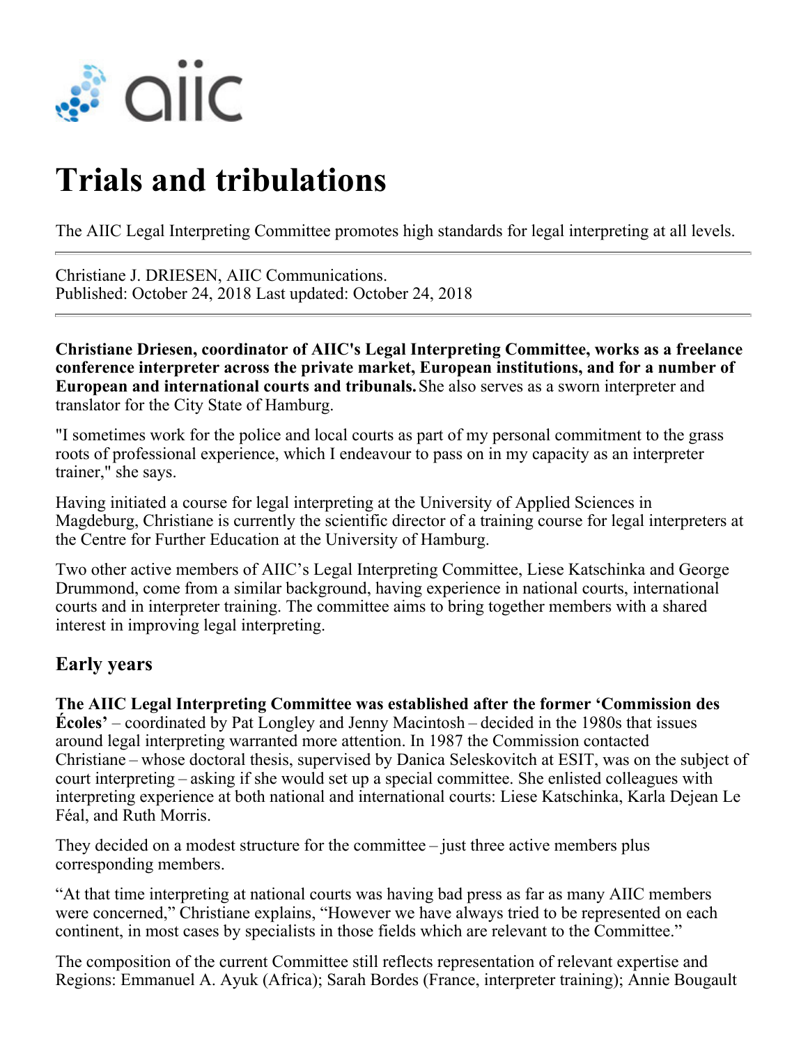# Trials and tribulations

The AIIC Legal Interpreting Committee promotes high standards for legal interpreting at all levels.

Christiane J. DRIESEN, AIIC Communications.
Published: October 24, 2018 Last updated: October 24, 2018

**Christiane Driesen, coordinator of AIIC's Legal Interpreting Committee, works as a freelance conference interpreter across the private market, European institutions, and for a number of European and international courts and tribunals.** She also serves as a sworn interpreter and translator for the City State of Hamburg.

"I sometimes work for the police and local courts as part of my personal commitment to the grass roots of professional experience, which I endeavour to pass on in my capacity as an interpreter trainer," she says.

Having initiated a course for legal interpreting at the University of Applied Sciences in Magdeburg, Christiane is currently the scientific director of a training course for legal interpreters at the Centre for Further Education at the University of Hamburg.

Two other active members of AIIC's Legal Interpreting Committee, Liese Katschinka and George Drummond, come from a similar background, having experience in national courts, international courts and in interpreter training. The committee aims to bring together members with a shared interest in improving legal interpreting.

## Early years

**The AIIC Legal Interpreting Committee was established after the former 'Commission des Écoles'** – coordinated by Pat Longley and Jenny Macintosh – decided in the 1980s that issues around legal interpreting warranted more attention. In 1987 the Commission contacted Christiane – whose doctoral thesis, supervised by Danica Seleskovitch at ESIT, was on the subject of court interpreting – asking if she would set up a special committee. She enlisted colleagues with interpreting experience at both national and international courts: Liese Katschinka, Karla Dejean Le Féal, and Ruth Morris.

They decided on a modest structure for the committee – just three active members plus corresponding members.

"At that time interpreting at national courts was having bad press as far as many AIIC members were concerned," Christiane explains, "However we have always tried to be represented on each continent, in most cases by specialists in those fields which are relevant to the Committee."

The composition of the current Committee still reflects representation of relevant expertise and Regions: Emmanuel A. Ayuk (Africa); Sarah Bordes (France, interpreter training); Annie Bougault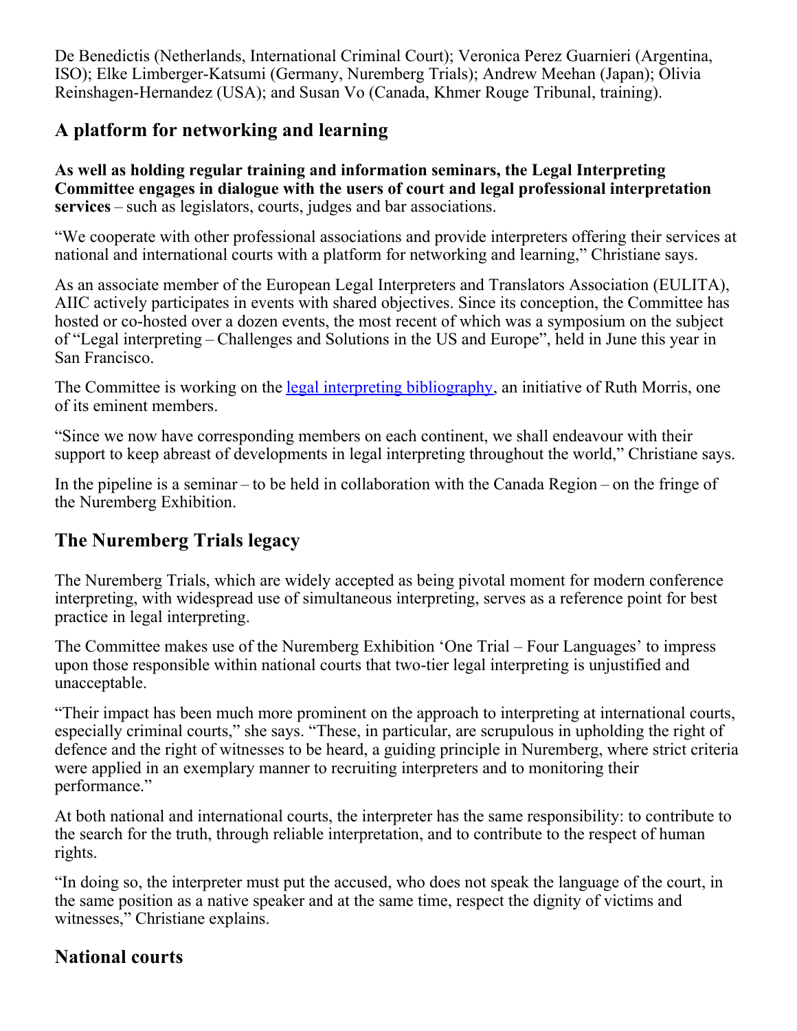De Benedictis (Netherlands, International Criminal Court); Veronica Perez Guarnieri (Argentina, ISO); Elke Limberger-Katsumi (Germany, Nuremberg Trials); Andrew Meehan (Japan); Olivia Reinshagen-Hernandez (USA); and Susan Vo (Canada, Khmer Rouge Tribunal, training).

## A platform for networking and learning

**As well as holding regular training and information seminars, the Legal Interpreting Committee engages in dialogue with the users of court and legal professional interpretation services** – such as legislators, courts, judges and bar associations.

“We cooperate with other professional associations and provide interpreters offering their services at national and international courts with a platform for networking and learning,” Christiane says.

As an associate member of the European Legal Interpreters and Translators Association (EULITA), AIIC actively participates in events with shared objectives. Since its conception, the Committee has hosted or co-hosted over a dozen events, the most recent of which was a symposium on the subject of “Legal interpreting – Challenges and Solutions in the US and Europe”, held in June this year in San Francisco.

The Committee is working on the legal interpreting bibliography, an initiative of Ruth Morris, one of its eminent members.

“Since we now have corresponding members on each continent, we shall endeavour with their support to keep abreast of developments in legal interpreting throughout the world,” Christiane says.

In the pipeline is a seminar – to be held in collaboration with the Canada Region – on the fringe of the Nuremberg Exhibition.

## The Nuremberg Trials legacy

The Nuremberg Trials, which are widely accepted as being pivotal moment for modern conference interpreting, with widespread use of simultaneous interpreting, serves as a reference point for best practice in legal interpreting.

The Committee makes use of the Nuremberg Exhibition ‘One Trial – Four Languages’ to impress upon those responsible within national courts that two-tier legal interpreting is unjustified and unacceptable.

“Their impact has been much more prominent on the approach to interpreting at international courts, especially criminal courts,” she says. “These, in particular, are scrupulous in upholding the right of defence and the right of witnesses to be heard, a guiding principle in Nuremberg, where strict criteria were applied in an exemplary manner to recruiting interpreters and to monitoring their performance.”

At both national and international courts, the interpreter has the same responsibility: to contribute to the search for the truth, through reliable interpretation, and to contribute to the respect of human rights.

“In doing so, the interpreter must put the accused, who does not speak the language of the court, in the same position as a native speaker and at the same time, respect the dignity of victims and witnesses,” Christiane explains.

## National courts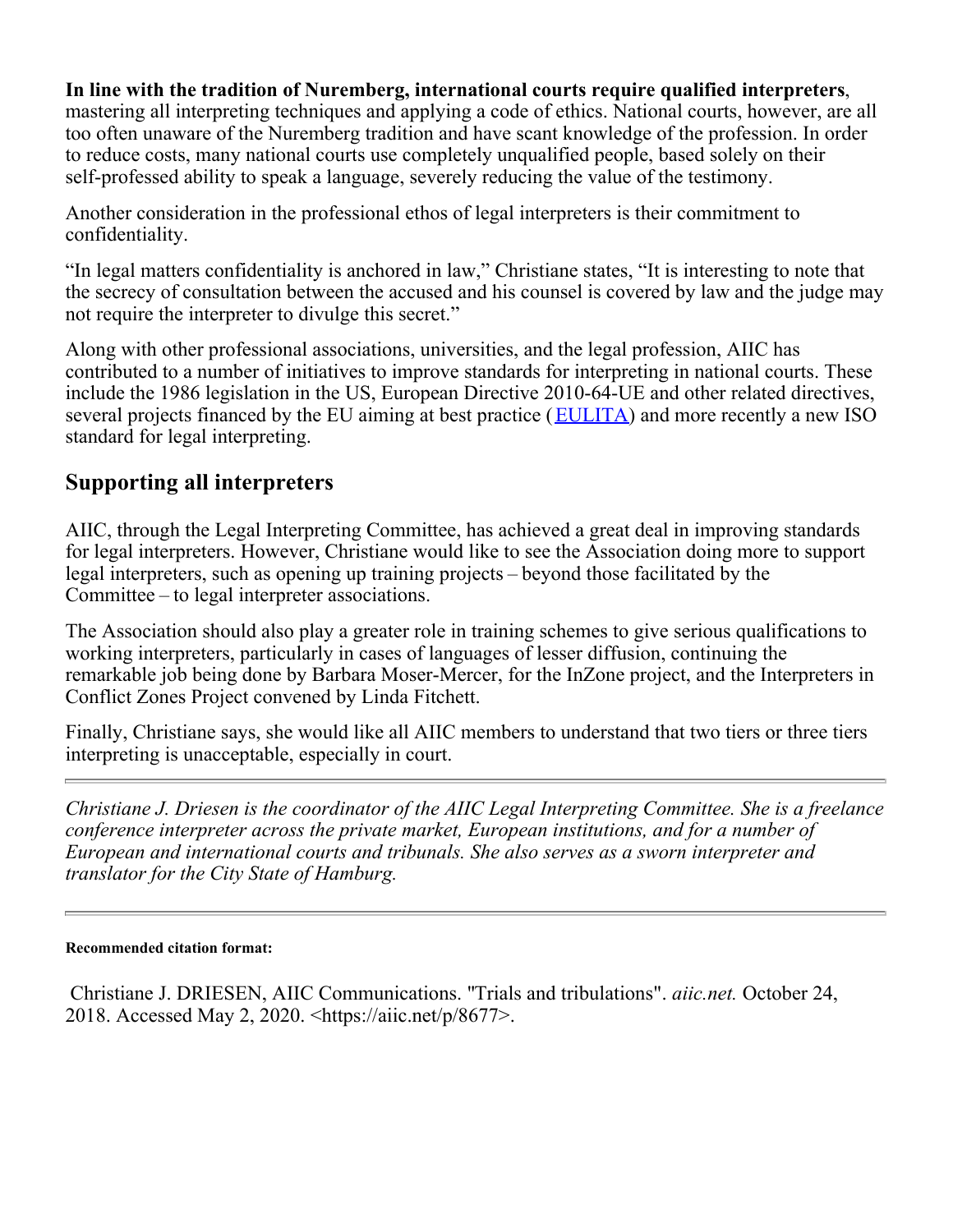**In line with the tradition of Nuremberg, international courts require qualified interpreters**, mastering all interpreting techniques and applying a code of ethics. National courts, however, are all too often unaware of the Nuremberg tradition and have scant knowledge of the profession. In order to reduce costs, many national courts use completely unqualified people, based solely on their self-professed ability to speak a language, severely reducing the value of the testimony.

Another consideration in the professional ethos of legal interpreters is their commitment to confidentiality.

"In legal matters confidentiality is anchored in law," Christiane states, "It is interesting to note that the secrecy of consultation between the accused and his counsel is covered by law and the judge may not require the interpreter to divulge this secret."

Along with other professional associations, universities, and the legal profession, AIIC has contributed to a number of initiatives to improve standards for interpreting in national courts. These include the 1986 legislation in the US, European Directive 2010-64-UE and other related directives, several projects financed by the EU aiming at best practice (EULITA) and more recently a new ISO standard for legal interpreting.

## Supporting all interpreters

AIIC, through the Legal Interpreting Committee, has achieved a great deal in improving standards for legal interpreters. However, Christiane would like to see the Association doing more to support legal interpreters, such as opening up training projects – beyond those facilitated by the Committee – to legal interpreter associations.

The Association should also play a greater role in training schemes to give serious qualifications to working interpreters, particularly in cases of languages of lesser diffusion, continuing the remarkable job being done by Barbara Moser-Mercer, for the InZone project, and the Interpreters in Conflict Zones Project convened by Linda Fitchett.

Finally, Christiane says, she would like all AIIC members to understand that two tiers or three tiers interpreting is unacceptable, especially in court.

---

*Christiane J. Driesen is the coordinator of the AIIC Legal Interpreting Committee. She is a freelance conference interpreter across the private market, European institutions, and for a number of European and international courts and tribunals. She also serves as a sworn interpreter and translator for the City State of Hamburg.*

---

**Recommended citation format:**

Christiane J. DRIESEN, AIIC Communications. "Trials and tribulations". *aiic.net.* October 24, 2018. Accessed May 2, 2020. <https://aiic.net/p/8677>.